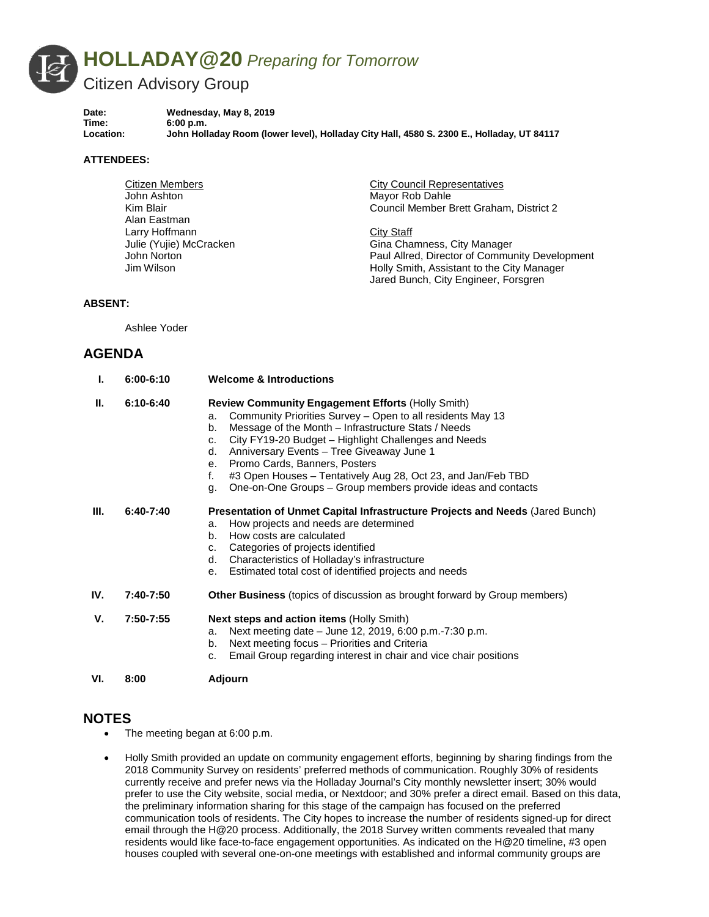# HOLLADAY@20 *Preparing for Tomorrow*

## Citizen Advisory Group

**Date:** Wednesday, May 8, 2019
**Time:** 6:00 p.m.
**Location:** John Holladay Room (lower level), Holladay City Hall, 4580 S. 2300 E., Holladay, UT 84117

**ATTENDEES:**

Citizen Members
John Ashton
Kim Blair
Alan Eastman
Larry Hoffmann
Julie (Yujie) McCracken
John Norton
Jim Wilson

City Council Representatives
Mayor Rob Dahle
Council Member Brett Graham, District 2

City Staff
Gina Chamness, City Manager
Paul Allred, Director of Community Development
Holly Smith, Assistant to the City Manager
Jared Bunch, City Engineer, Forsgren

**ABSENT:**

Ashlee Yoder

## AGENDA

**I.** 6:00-6:10 **Welcome & Introductions**

**II.** 6:10-6:40 **Review Community Engagement Efforts** (Holly Smith)

a. Community Priorities Survey – Open to all residents May 13
b. Message of the Month – Infrastructure Stats / Needs
c. City FY19-20 Budget – Highlight Challenges and Needs
d. Anniversary Events – Tree Giveaway June 1
e. Promo Cards, Banners, Posters
f. #3 Open Houses – Tentatively Aug 28, Oct 23, and Jan/Feb TBD
g. One-on-One Groups – Group members provide ideas and contacts

**III.** 6:40-7:40 **Presentation of Unmet Capital Infrastructure Projects and Needs** (Jared Bunch)

a. How projects and needs are determined
b. How costs are calculated
c. Categories of projects identified
d. Characteristics of Holladay's infrastructure
e. Estimated total cost of identified projects and needs

**IV.** 7:40-7:50 **Other Business** (topics of discussion as brought forward by Group members)

**V.** 7:50-7:55 **Next steps and action items** (Holly Smith)

a. Next meeting date – June 12, 2019, 6:00 p.m.-7:30 p.m.
b. Next meeting focus – Priorities and Criteria
c. Email Group regarding interest in chair and vice chair positions

**VI.** 8:00 **Adjourn**

## NOTES

- The meeting began at 6:00 p.m.
- Holly Smith provided an update on community engagement efforts, beginning by sharing findings from the 2018 Community Survey on residents' preferred methods of communication. Roughly 30% of residents currently receive and prefer news via the Holladay Journal's City monthly newsletter insert; 30% would prefer to use the City website, social media, or Nextdoor; and 30% prefer a direct email. Based on this data, the preliminary information sharing for this stage of the campaign has focused on the preferred communication tools of residents. The City hopes to increase the number of residents signed-up for direct email through the H@20 process. Additionally, the 2018 Survey written comments revealed that many residents would like face-to-face engagement opportunities. As indicated on the H@20 timeline, #3 open houses coupled with several one-on-one meetings with established and informal community groups are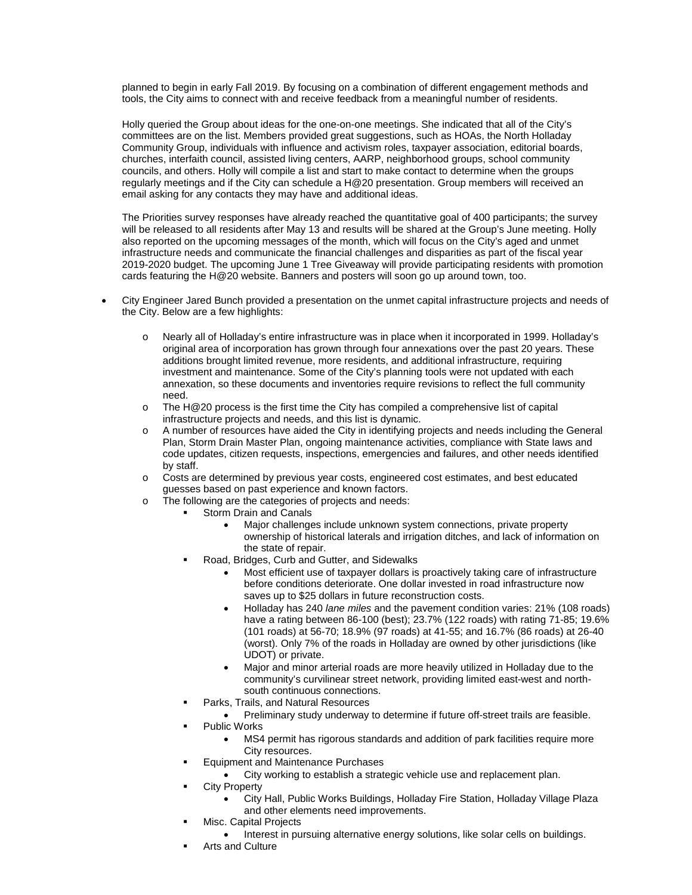planned to begin in early Fall 2019. By focusing on a combination of different engagement methods and tools, the City aims to connect with and receive feedback from a meaningful number of residents.

Holly queried the Group about ideas for the one-on-one meetings. She indicated that all of the City's committees are on the list. Members provided great suggestions, such as HOAs, the North Holladay Community Group, individuals with influence and activism roles, taxpayer association, editorial boards, churches, interfaith council, assisted living centers, AARP, neighborhood groups, school community councils, and others. Holly will compile a list and start to make contact to determine when the groups regularly meetings and if the City can schedule a H@20 presentation. Group members will received an email asking for any contacts they may have and additional ideas.

The Priorities survey responses have already reached the quantitative goal of 400 participants; the survey will be released to all residents after May 13 and results will be shared at the Group's June meeting. Holly also reported on the upcoming messages of the month, which will focus on the City's aged and unmet infrastructure needs and communicate the financial challenges and disparities as part of the fiscal year 2019-2020 budget. The upcoming June 1 Tree Giveaway will provide participating residents with promotion cards featuring the H@20 website. Banners and posters will soon go up around town, too.

- City Engineer Jared Bunch provided a presentation on the unmet capital infrastructure projects and needs of the City. Below are a few highlights:
  - Nearly all of Holladay's entire infrastructure was in place when it incorporated in 1999. Holladay's original area of incorporation has grown through four annexations over the past 20 years. These additions brought limited revenue, more residents, and additional infrastructure, requiring investment and maintenance. Some of the City's planning tools were not updated with each annexation, so these documents and inventories require revisions to reflect the full community need.
  - The H@20 process is the first time the City has compiled a comprehensive list of capital infrastructure projects and needs, and this list is dynamic.
  - A number of resources have aided the City in identifying projects and needs including the General Plan, Storm Drain Master Plan, ongoing maintenance activities, compliance with State laws and code updates, citizen requests, inspections, emergencies and failures, and other needs identified by staff.
  - Costs are determined by previous year costs, engineered cost estimates, and best educated guesses based on past experience and known factors.
  - The following are the categories of projects and needs:
    - Storm Drain and Canals
      - Major challenges include unknown system connections, private property ownership of historical laterals and irrigation ditches, and lack of information on the state of repair.
    - Road, Bridges, Curb and Gutter, and Sidewalks
      - Most efficient use of taxpayer dollars is proactively taking care of infrastructure before conditions deteriorate. One dollar invested in road infrastructure now saves up to $25 dollars in future reconstruction costs.
      - Holladay has 240 *lane miles* and the pavement condition varies: 21% (108 roads) have a rating between 86-100 (best); 23.7% (122 roads) with rating 71-85; 19.6% (101 roads) at 56-70; 18.9% (97 roads) at 41-55; and 16.7% (86 roads) at 26-40 (worst). Only 7% of the roads in Holladay are owned by other jurisdictions (like UDOT) or private.
      - Major and minor arterial roads are more heavily utilized in Holladay due to the community's curvilinear street network, providing limited east-west and north-south continuous connections.
    - Parks, Trails, and Natural Resources
      - Preliminary study underway to determine if future off-street trails are feasible.
    - Public Works
      - MS4 permit has rigorous standards and addition of park facilities require more City resources.
    - Equipment and Maintenance Purchases
      - City working to establish a strategic vehicle use and replacement plan.
    - City Property
      - City Hall, Public Works Buildings, Holladay Fire Station, Holladay Village Plaza and other elements need improvements.
    - Misc. Capital Projects
      - Interest in pursuing alternative energy solutions, like solar cells on buildings.
    - Arts and Culture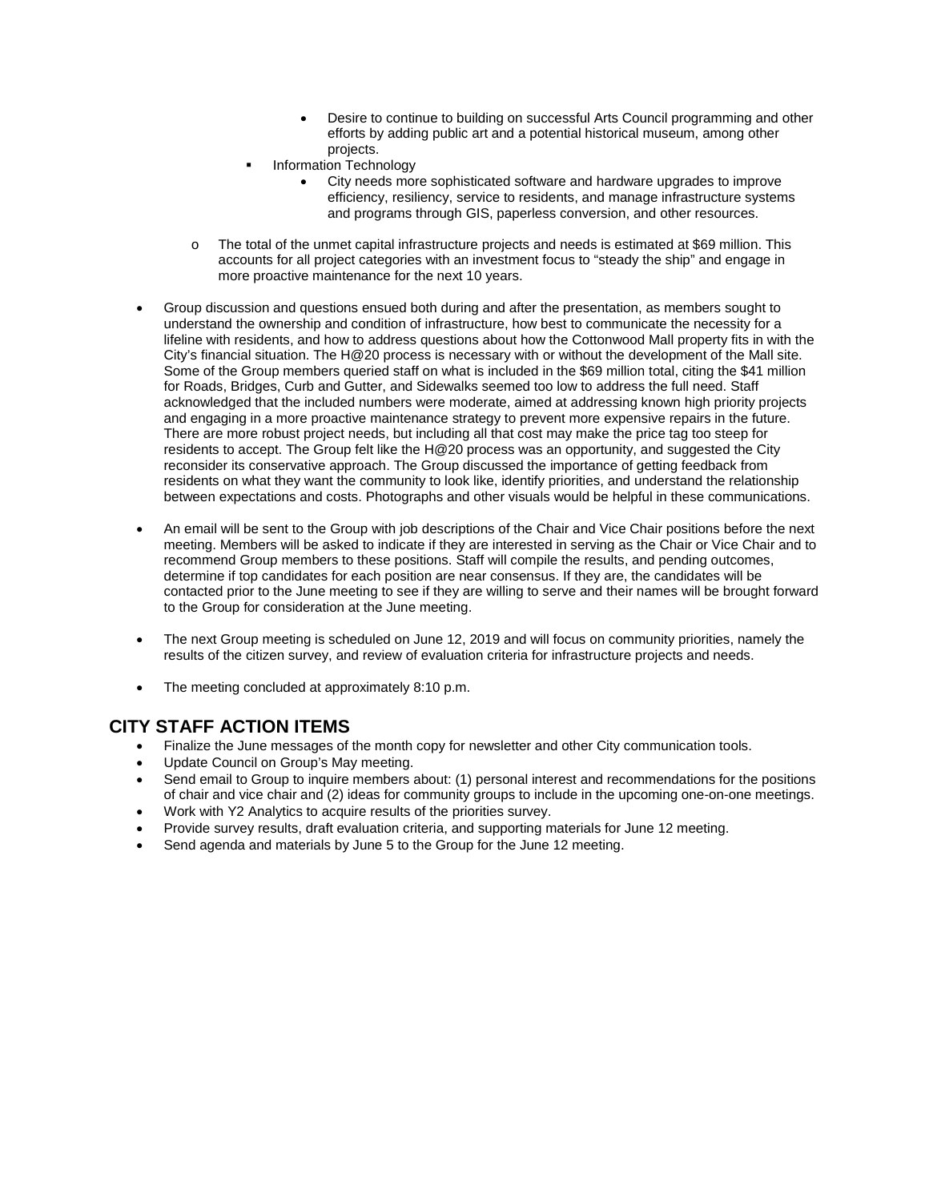- Desire to continue to building on successful Arts Council programming and other efforts by adding public art and a potential historical museum, among other projects.
    - Information Technology
      - City needs more sophisticated software and hardware upgrades to improve efficiency, resiliency, service to residents, and manage infrastructure systems and programs through GIS, paperless conversion, and other resources.
  - The total of the unmet capital infrastructure projects and needs is estimated at $69 million. This accounts for all project categories with an investment focus to "steady the ship" and engage in more proactive maintenance for the next 10 years.

- Group discussion and questions ensued both during and after the presentation, as members sought to understand the ownership and condition of infrastructure, how best to communicate the necessity for a lifeline with residents, and how to address questions about how the Cottonwood Mall property fits in with the City's financial situation. The H@20 process is necessary with or without the development of the Mall site. Some of the Group members queried staff on what is included in the $69 million total, citing the $41 million for Roads, Bridges, Curb and Gutter, and Sidewalks seemed too low to address the full need. Staff acknowledged that the included numbers were moderate, aimed at addressing known high priority projects and engaging in a more proactive maintenance strategy to prevent more expensive repairs in the future. There are more robust project needs, but including all that cost may make the price tag too steep for residents to accept. The Group felt like the H@20 process was an opportunity, and suggested the City reconsider its conservative approach. The Group discussed the importance of getting feedback from residents on what they want the community to look like, identify priorities, and understand the relationship between expectations and costs. Photographs and other visuals would be helpful in these communications.

- An email will be sent to the Group with job descriptions of the Chair and Vice Chair positions before the next meeting. Members will be asked to indicate if they are interested in serving as the Chair or Vice Chair and to recommend Group members to these positions. Staff will compile the results, and pending outcomes, determine if top candidates for each position are near consensus. If they are, the candidates will be contacted prior to the June meeting to see if they are willing to serve and their names will be brought forward to the Group for consideration at the June meeting.

- The next Group meeting is scheduled on June 12, 2019 and will focus on community priorities, namely the results of the citizen survey, and review of evaluation criteria for infrastructure projects and needs.

- The meeting concluded at approximately 8:10 p.m.

## CITY STAFF ACTION ITEMS

- Finalize the June messages of the month copy for newsletter and other City communication tools.
- Update Council on Group's May meeting.
- Send email to Group to inquire members about: (1) personal interest and recommendations for the positions of chair and vice chair and (2) ideas for community groups to include in the upcoming one-on-one meetings.
- Work with Y2 Analytics to acquire results of the priorities survey.
- Provide survey results, draft evaluation criteria, and supporting materials for June 12 meeting.
- Send agenda and materials by June 5 to the Group for the June 12 meeting.